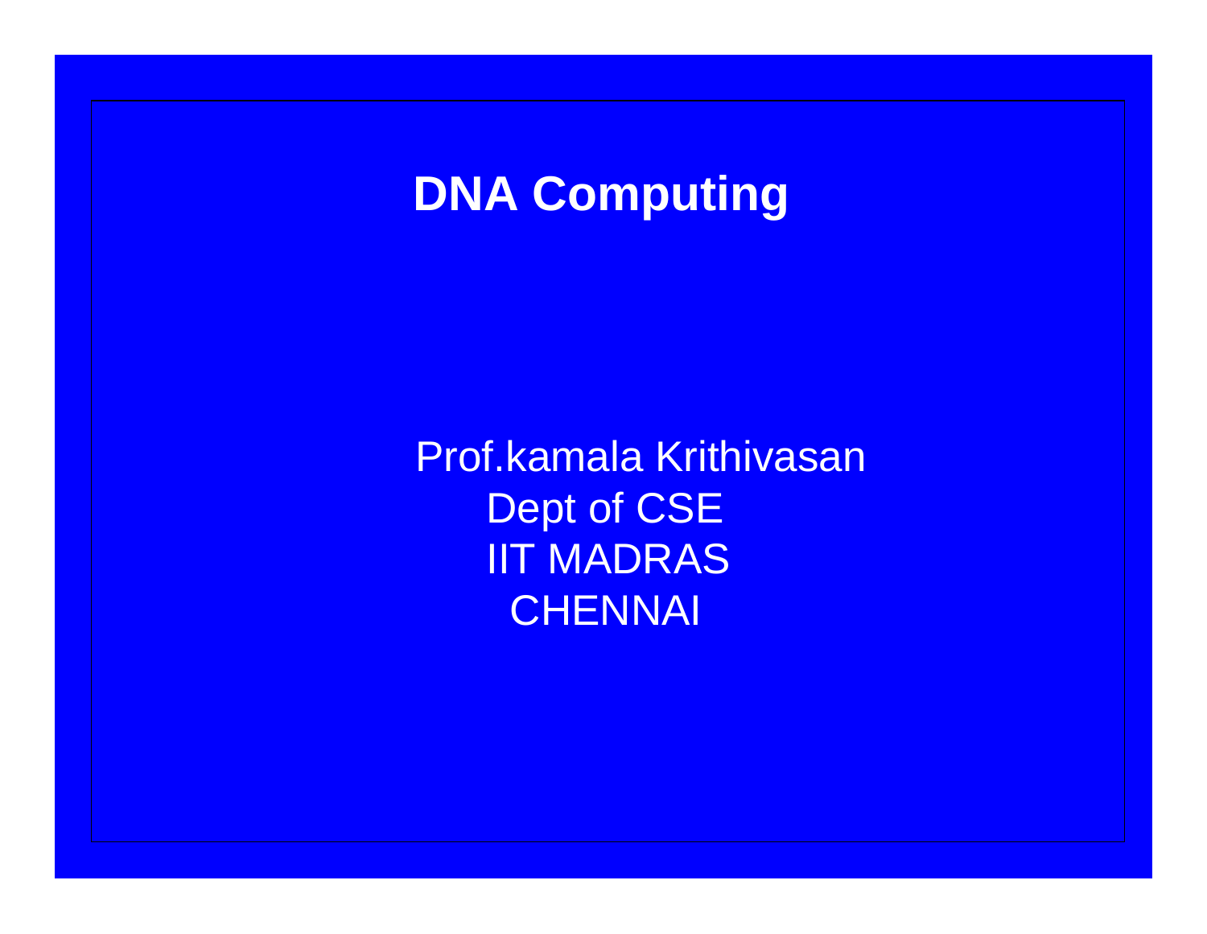# DNA Computing

Prof.kamala Krithivasan
Dept of CSE
IIT MADRAS
CHENNAI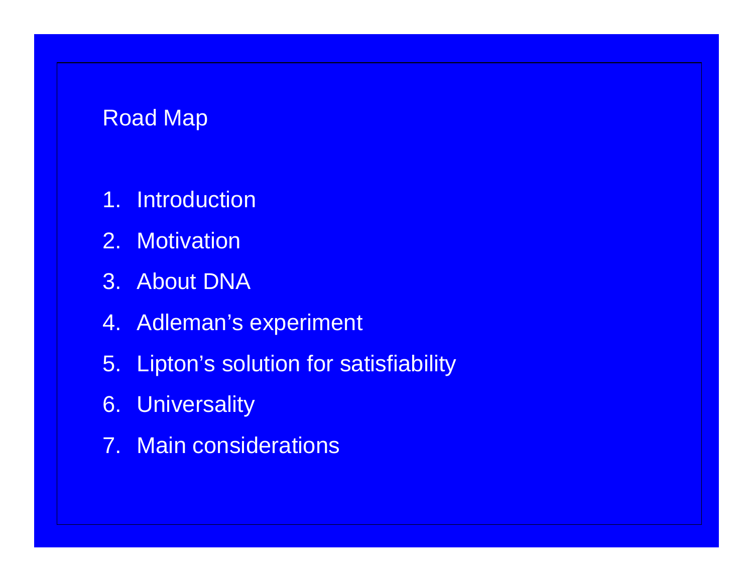## Road Map

1. Introduction
2. Motivation
3. About DNA
4. Adleman’s experiment
5. Lipton’s solution for satisfiability
6. Universality
7. Main considerations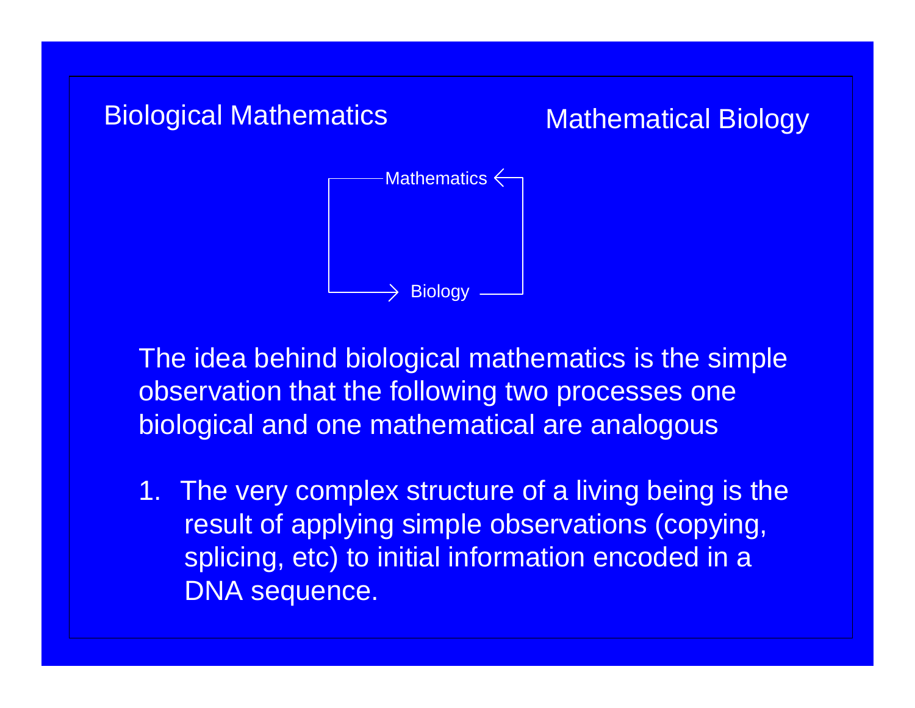Biological Mathematics Mathematical Biology

Mathematics

Biology

The idea behind biological mathematics is the simple observation that the following two processes one biological and one mathematical are analogous

1. The very complex structure of a living being is the result of applying simple observations (copying, splicing, etc) to initial information encoded in a DNA sequence.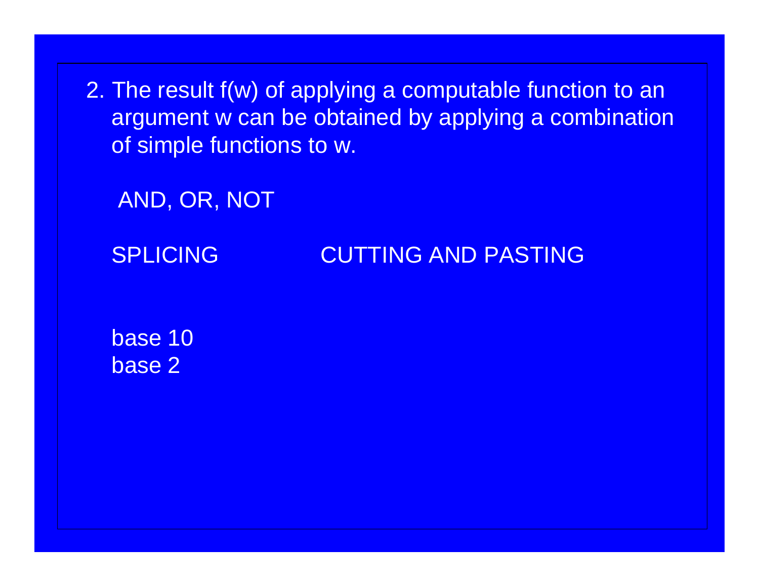2. The result $f(w)$ of applying a computable function to an argument $w$ can be obtained by applying a combination of simple functions to $w$.

AND, OR, NOT

SPLICING CUTTING AND PASTING

base 10
base 2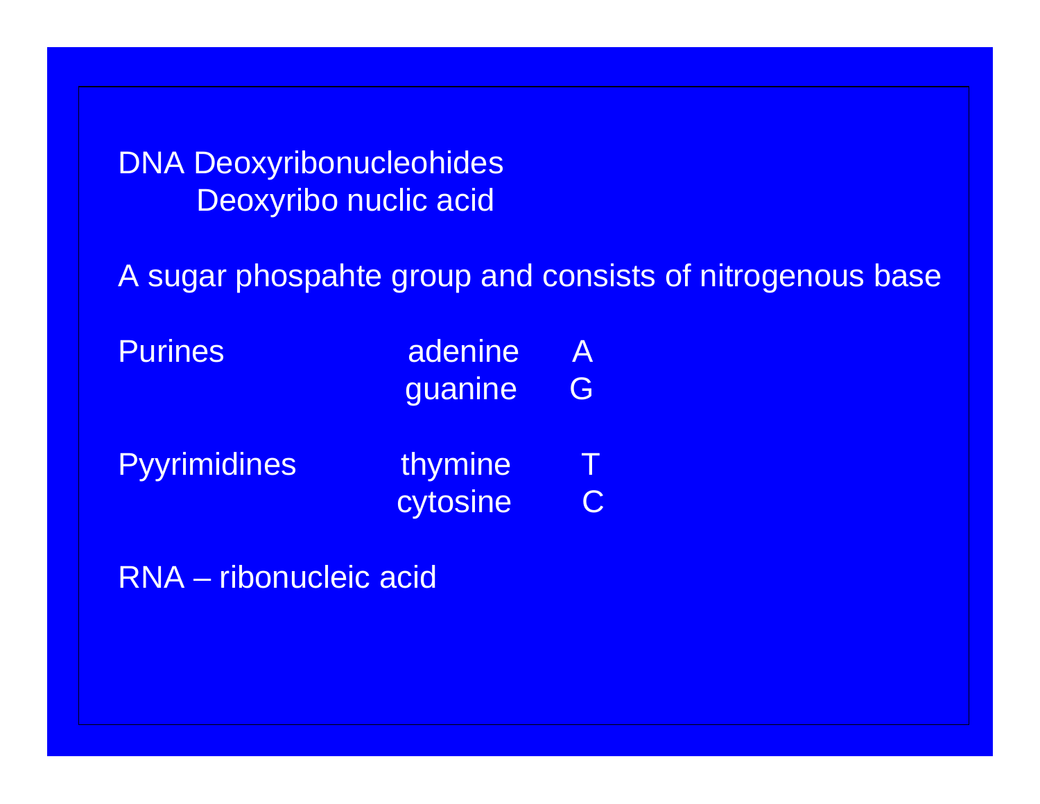DNA Deoxyribonucleohides
Deoxyribo nuclic acid

A sugar phospahte group and consists of nitrogenous base

| | | |
|---|---|---|
| Purines | adenine | A |
| | guanine | G |
| Pyyrimidines | thymine | T |
| | cytosine | C |

RNA – ribonucleic acid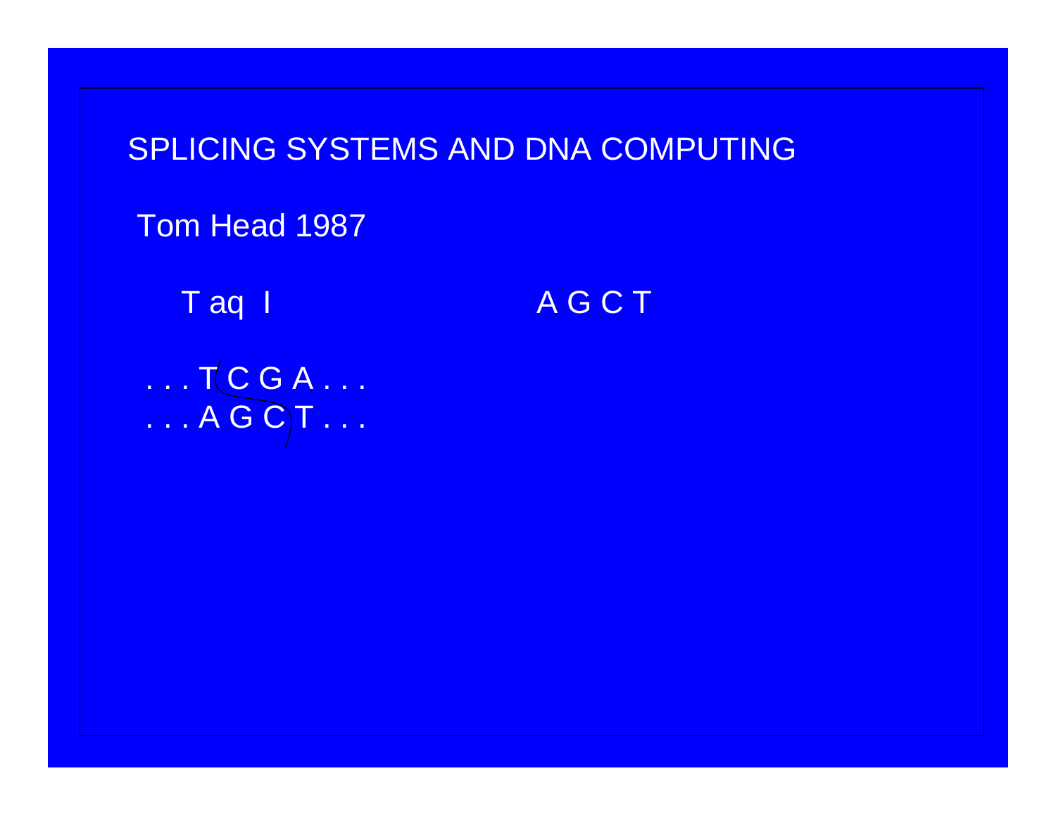# SPLICING SYSTEMS AND DNA COMPUTING

Tom Head 1987

T aq I                    A G C T

```
. . . T C G A . . .
. . . A G C T . . .
```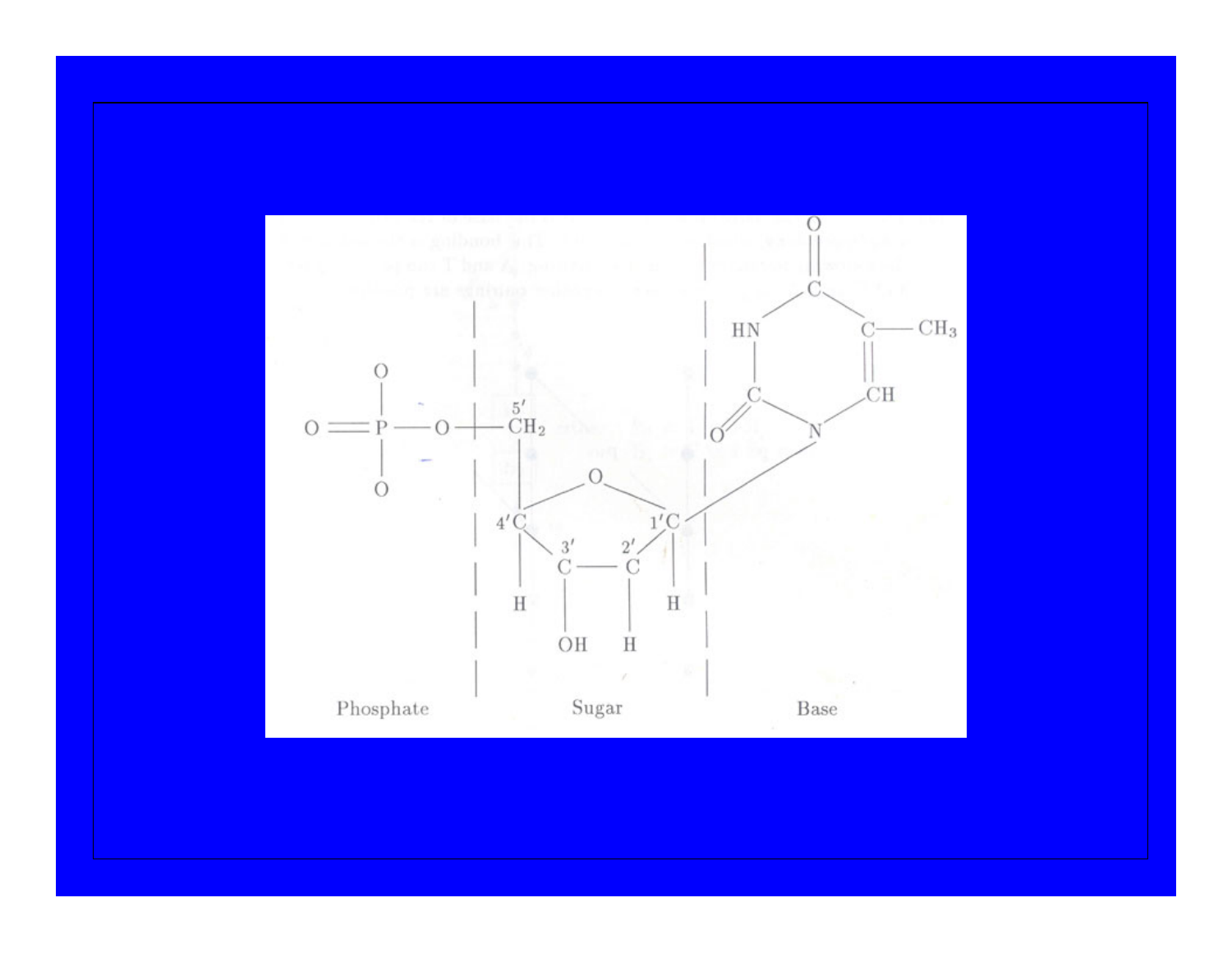Phosphate | Sugar | Base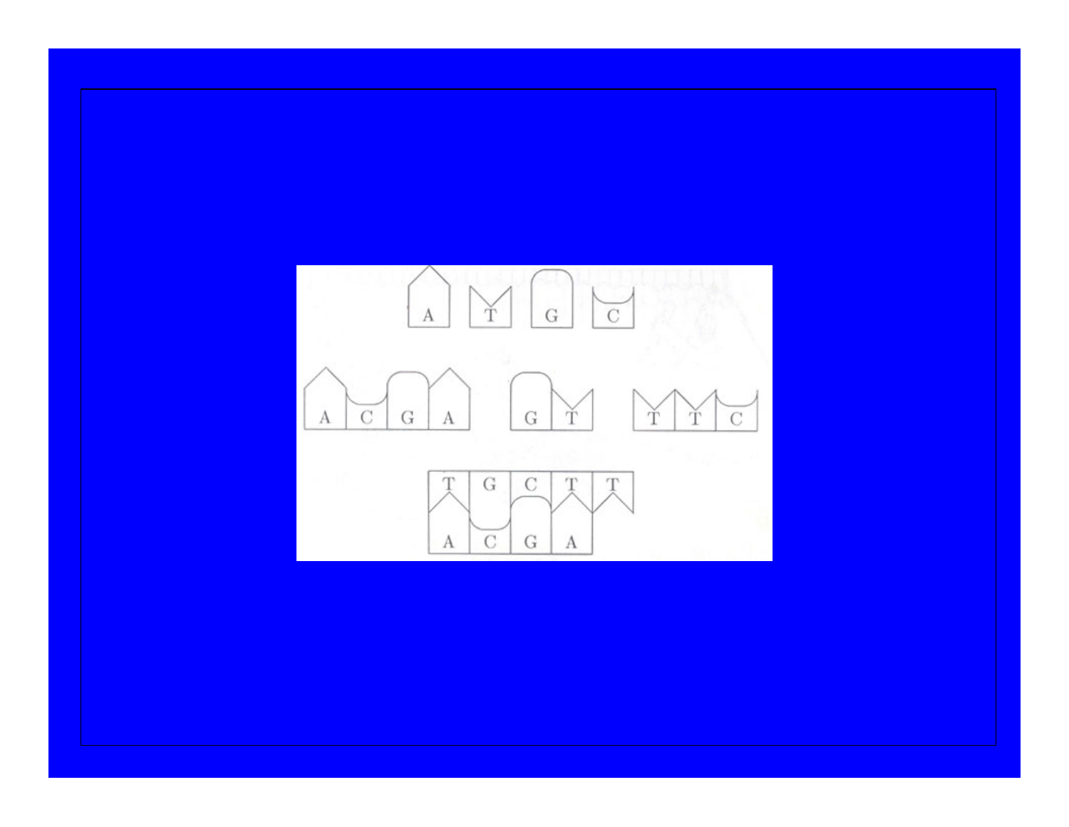A T G C

A C G A    G T    T T C

T G C T T

A C G A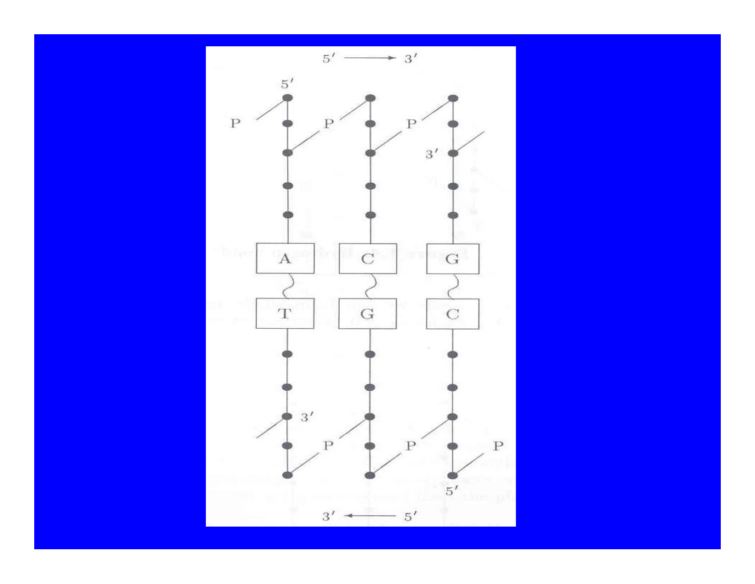5′ → 3′

5′

P P P

3′

A C G

T G C

3′

P P P

5′

3′ ← 5′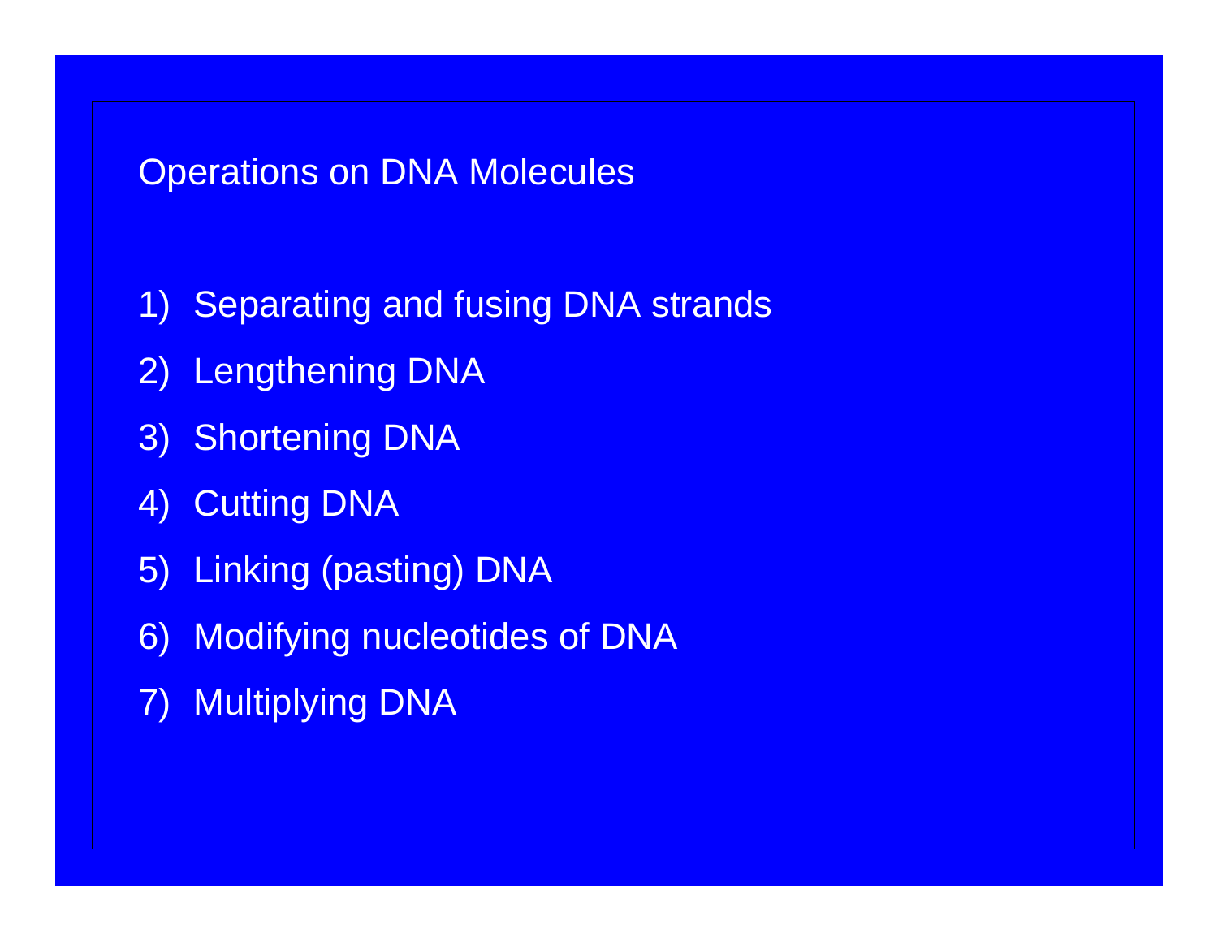## Operations on DNA Molecules

1) Separating and fusing DNA strands
2) Lengthening DNA
3) Shortening DNA
4) Cutting DNA
5) Linking (pasting) DNA
6) Modifying nucleotides of DNA
7) Multiplying DNA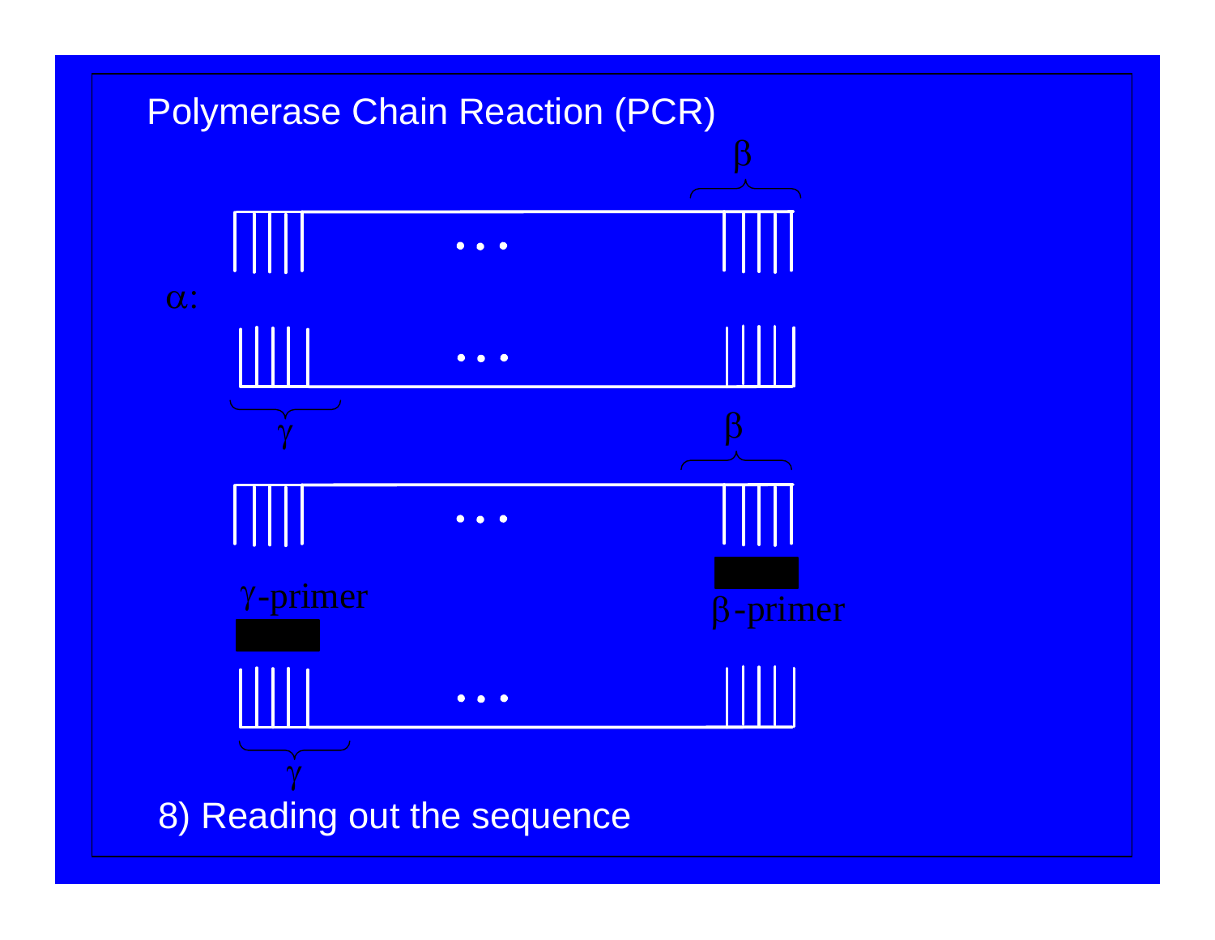# Polymerase Chain Reaction (PCR)

$\beta$

$\alpha$:

$\gamma$

$\beta$

$\gamma$-primer

$\beta$-primer

$\gamma$

8) Reading out the sequence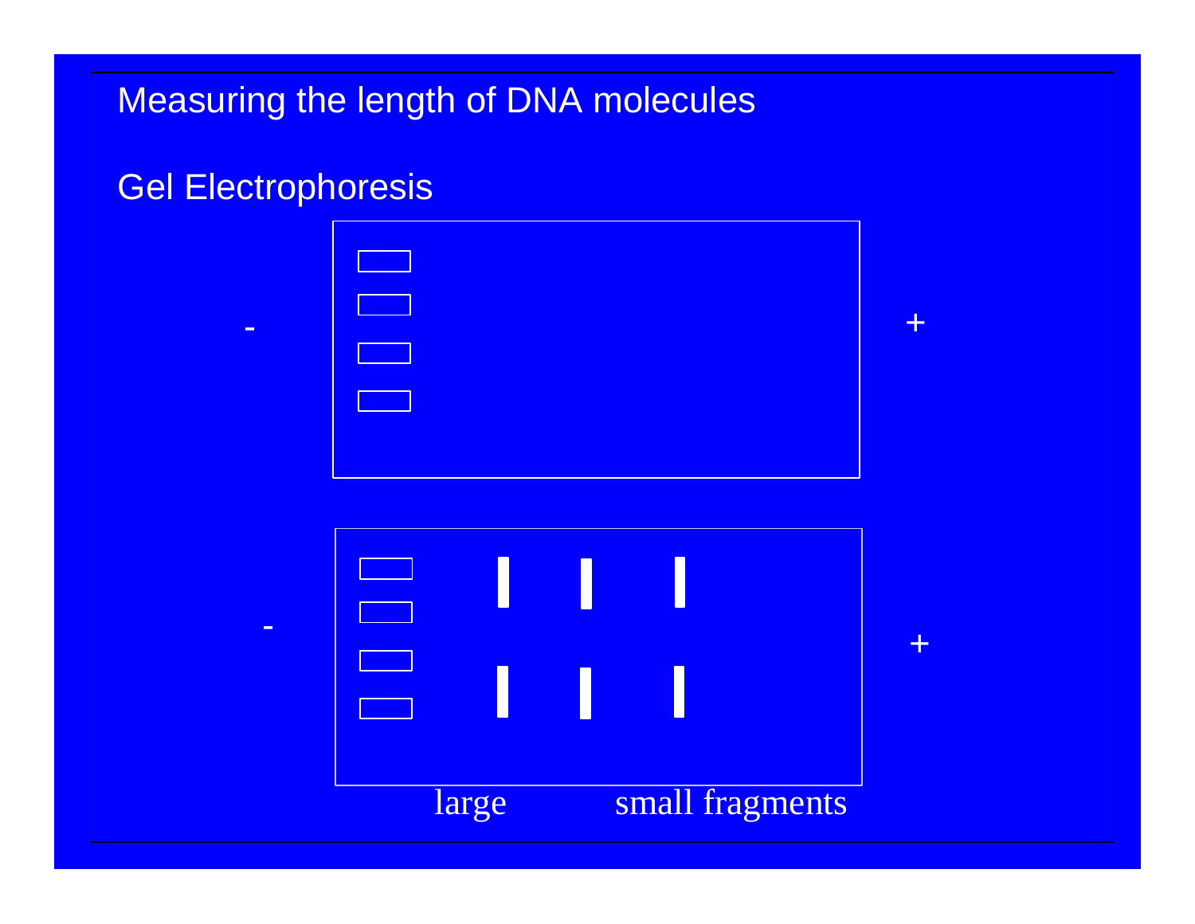# Measuring the length of DNA molecules

## Gel Electrophoresis

-　　　　　　　　　　　　　　　　　　　　　　　　+

-　　　　　　　　　　　　　　　　　　　　　　　　+

large　　　　small fragments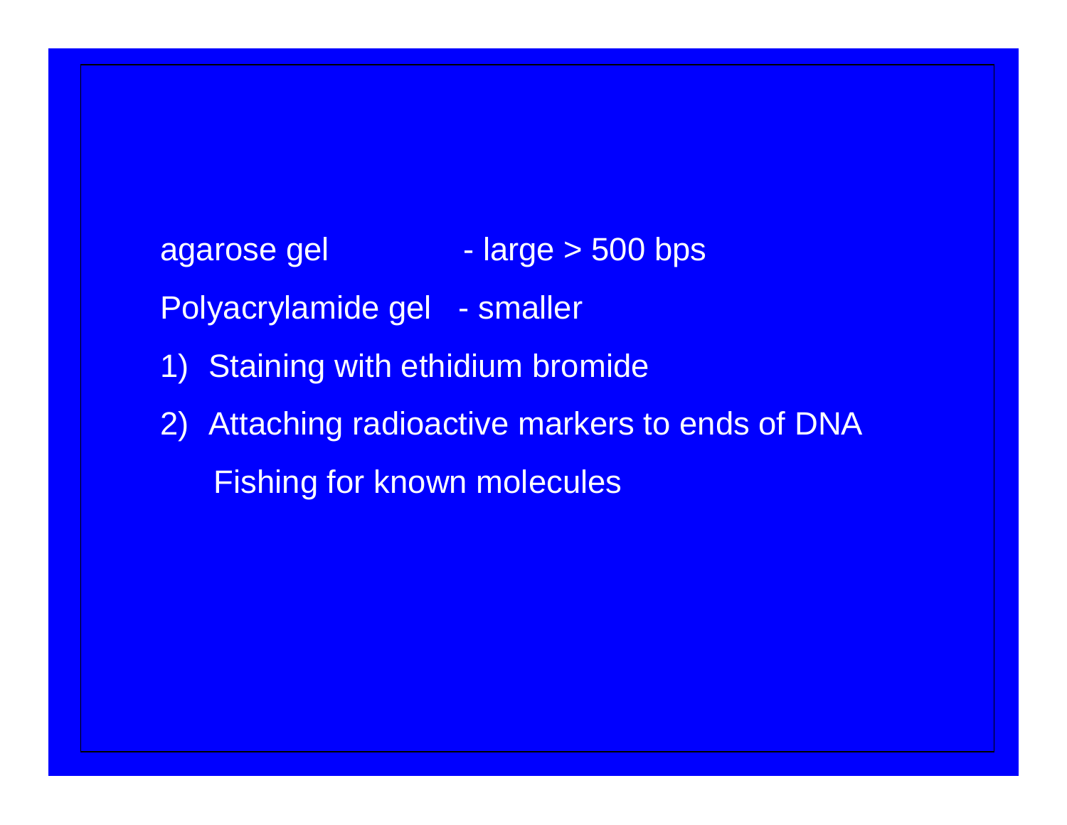agarose gel - large > 500 bps

Polyacrylamide gel - smaller

1) Staining with ethidium bromide
2) Attaching radioactive markers to ends of DNA

   Fishing for known molecules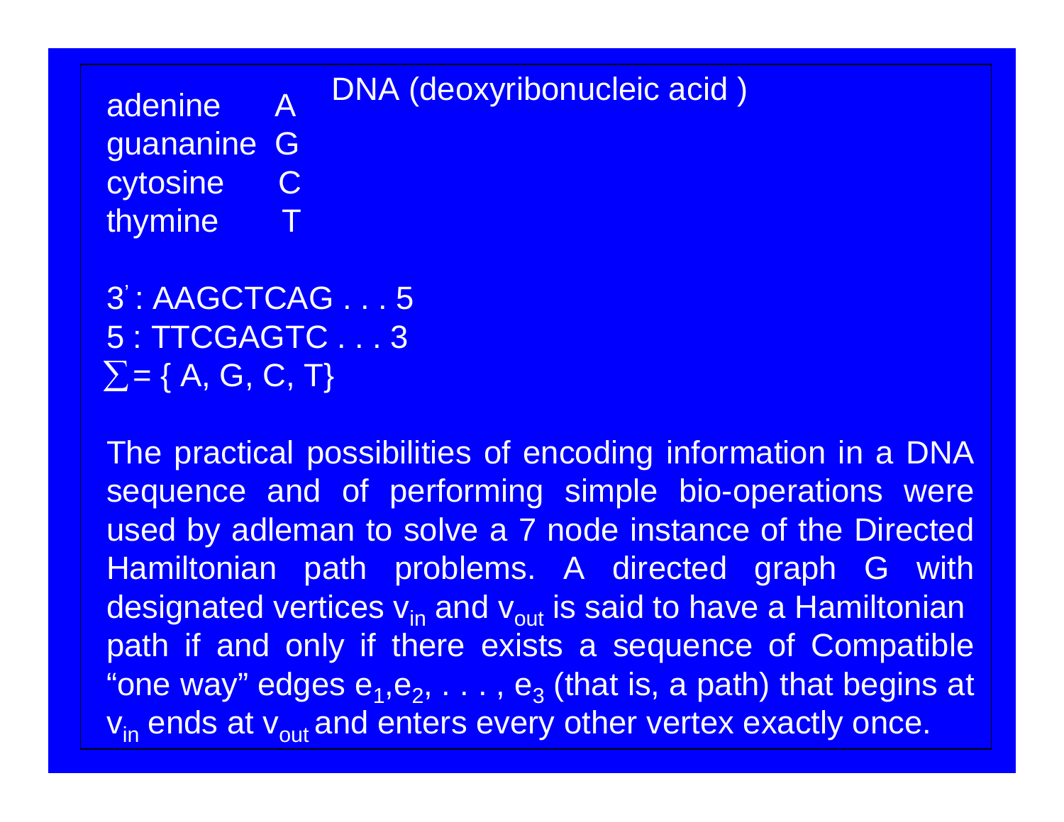# DNA (deoxyribonucleic acid )

adenine A
guananine G
cytosine C
thymine T

3' : AAGCTCAG . . . 5
5 : TTCGAGTC . . . 3
$\sum$ = { A, G, C, T}

The practical possibilities of encoding information in a DNA sequence and of performing simple bio-operations were used by adleman to solve a 7 node instance of the Directed Hamiltonian path problems. A directed graph G with designated vertices $v_{in}$ and $v_{out}$ is said to have a Hamiltonian path if and only if there exists a sequence of Compatible "one way" edges $e_1, e_2, \ldots, e_3$ (that is, a path) that begins at $v_{in}$ ends at $v_{out}$ and enters every other vertex exactly once.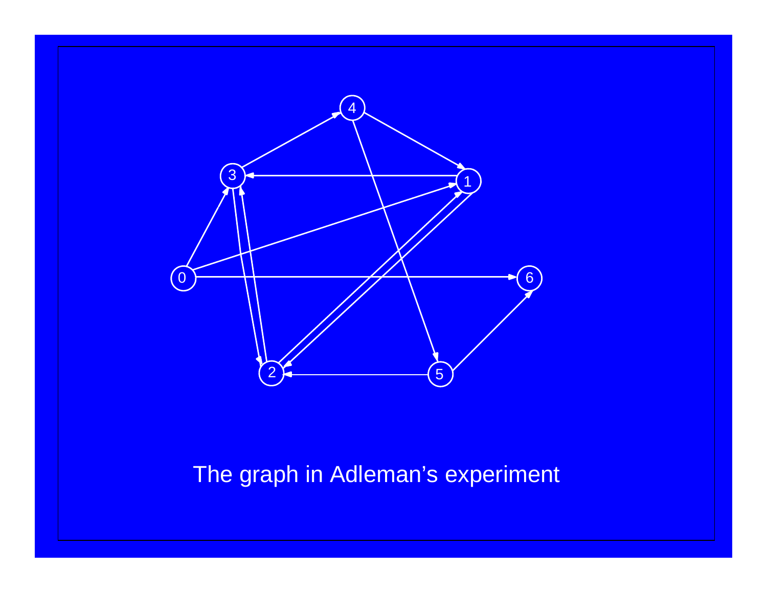The graph in Adleman’s experiment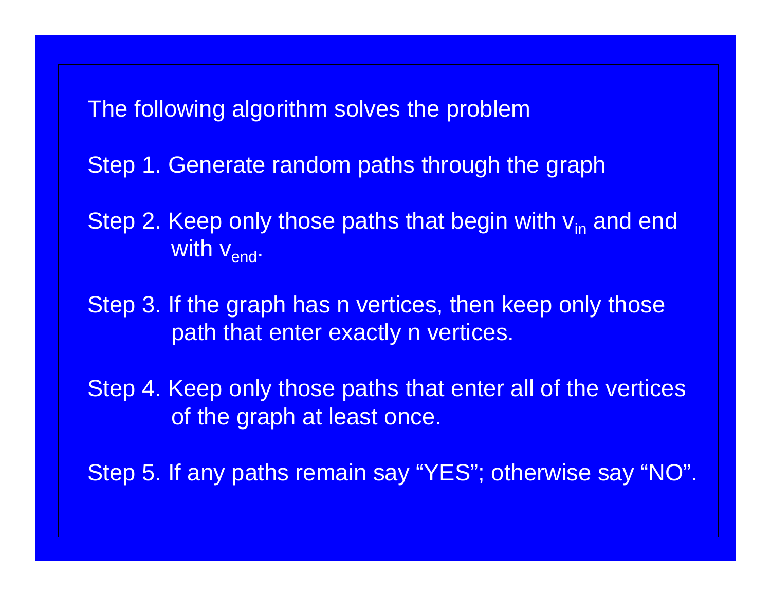The following algorithm solves the problem

Step 1. Generate random paths through the graph

Step 2. Keep only those paths that begin with $v_{in}$ and end with $v_{end}$.

Step 3. If the graph has n vertices, then keep only those path that enter exactly n vertices.

Step 4. Keep only those paths that enter all of the vertices of the graph at least once.

Step 5. If any paths remain say “YES”; otherwise say “NO”.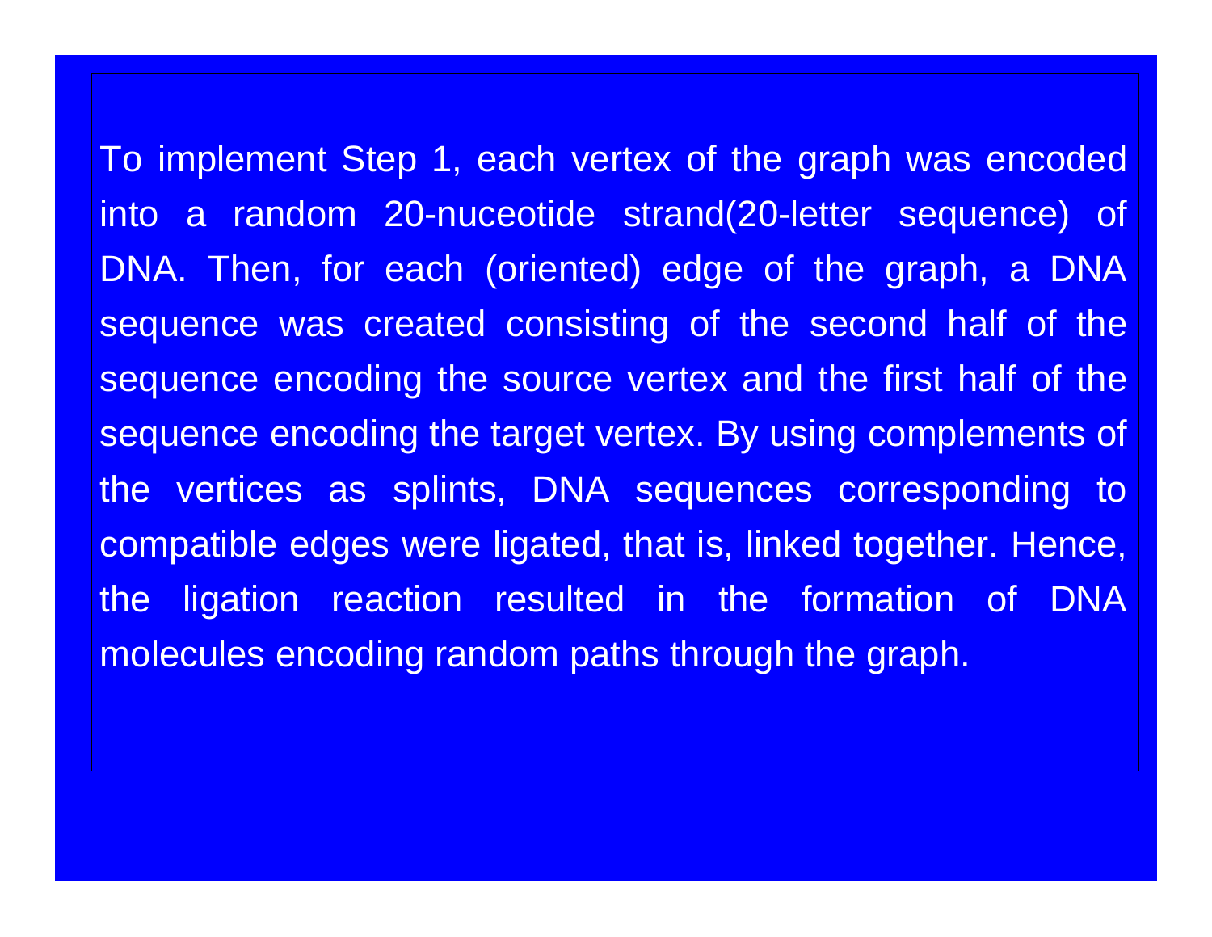To implement Step 1, each vertex of the graph was encoded into a random 20-nuceotide strand(20-letter sequence) of DNA. Then, for each (oriented) edge of the graph, a DNA sequence was created consisting of the second half of the sequence encoding the source vertex and the first half of the sequence encoding the target vertex. By using complements of the vertices as splints, DNA sequences corresponding to compatible edges were ligated, that is, linked together. Hence, the ligation reaction resulted in the formation of DNA molecules encoding random paths through the graph.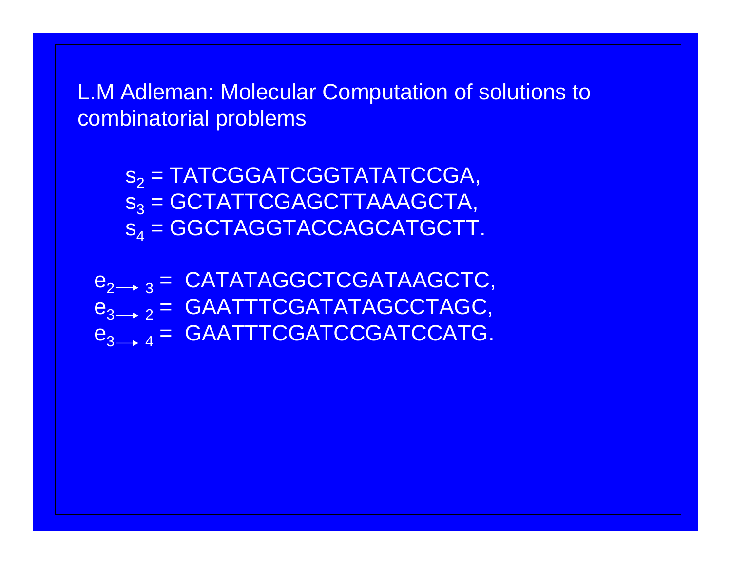L.M Adleman: Molecular Computation of solutions to combinatorial problems

$s_2$ = TATCGGATCGGTATATCCGA,
$s_3$ = GCTATTCGAGCTTAAAGCTA,
$s_4$ = GGCTAGGTACCAGCATGCTT.

$e_{2 \rightarrow 3}$ = CATATAGGCTCGATAAGCTC,
$e_{3 \rightarrow 2}$ = GAATTTCGATATAGCCTAGC,
$e_{3 \rightarrow 4}$ = GAATTTCGATCCGATCCATG.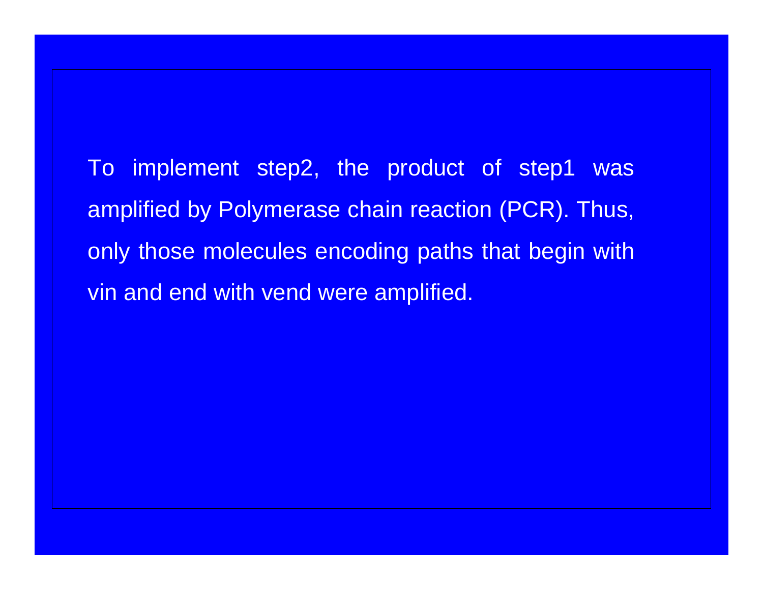To implement step2, the product of step1 was amplified by Polymerase chain reaction (PCR). Thus, only those molecules encoding paths that begin with vin and end with vend were amplified.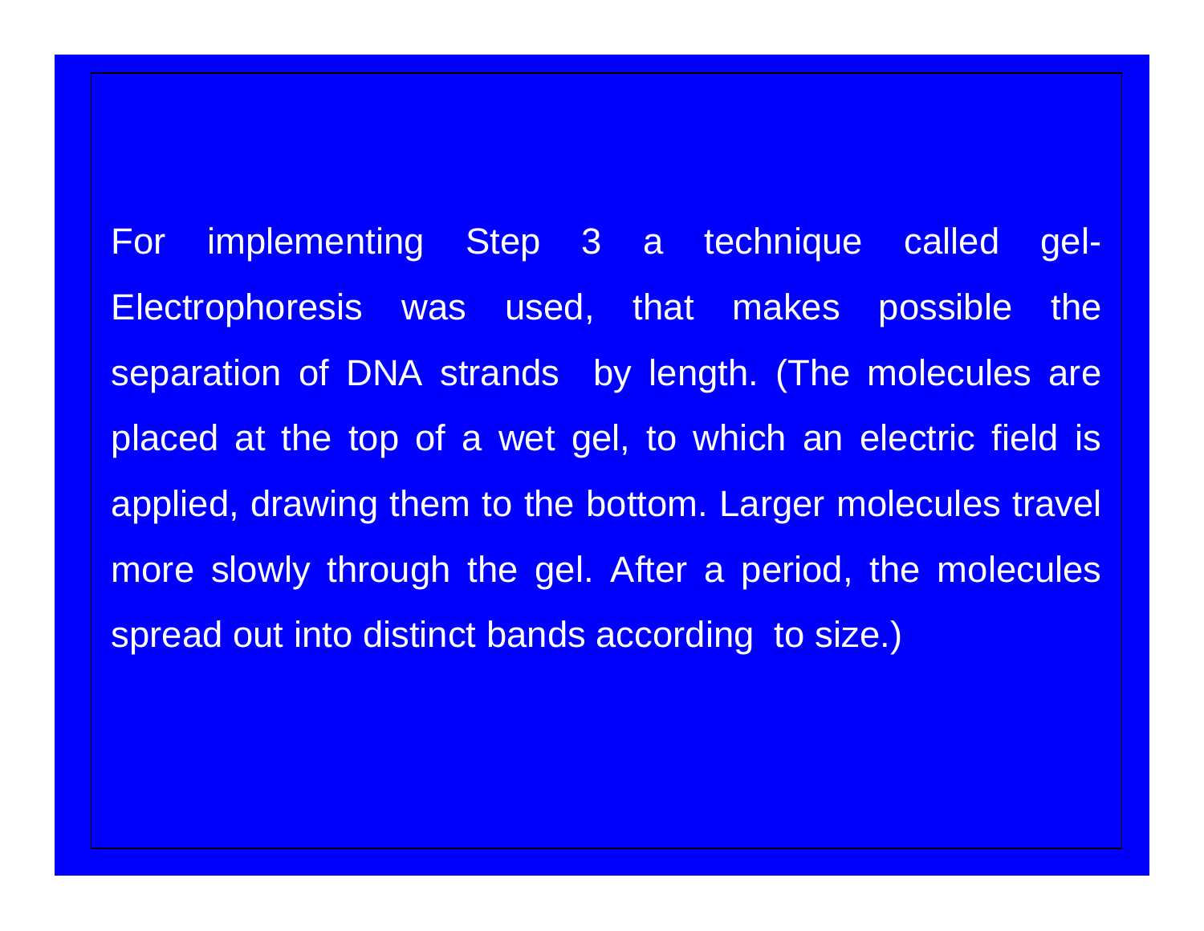For implementing Step 3 a technique called gel-Electrophoresis was used, that makes possible the separation of DNA strands by length. (The molecules are placed at the top of a wet gel, to which an electric field is applied, drawing them to the bottom. Larger molecules travel more slowly through the gel. After a period, the molecules spread out into distinct bands according to size.)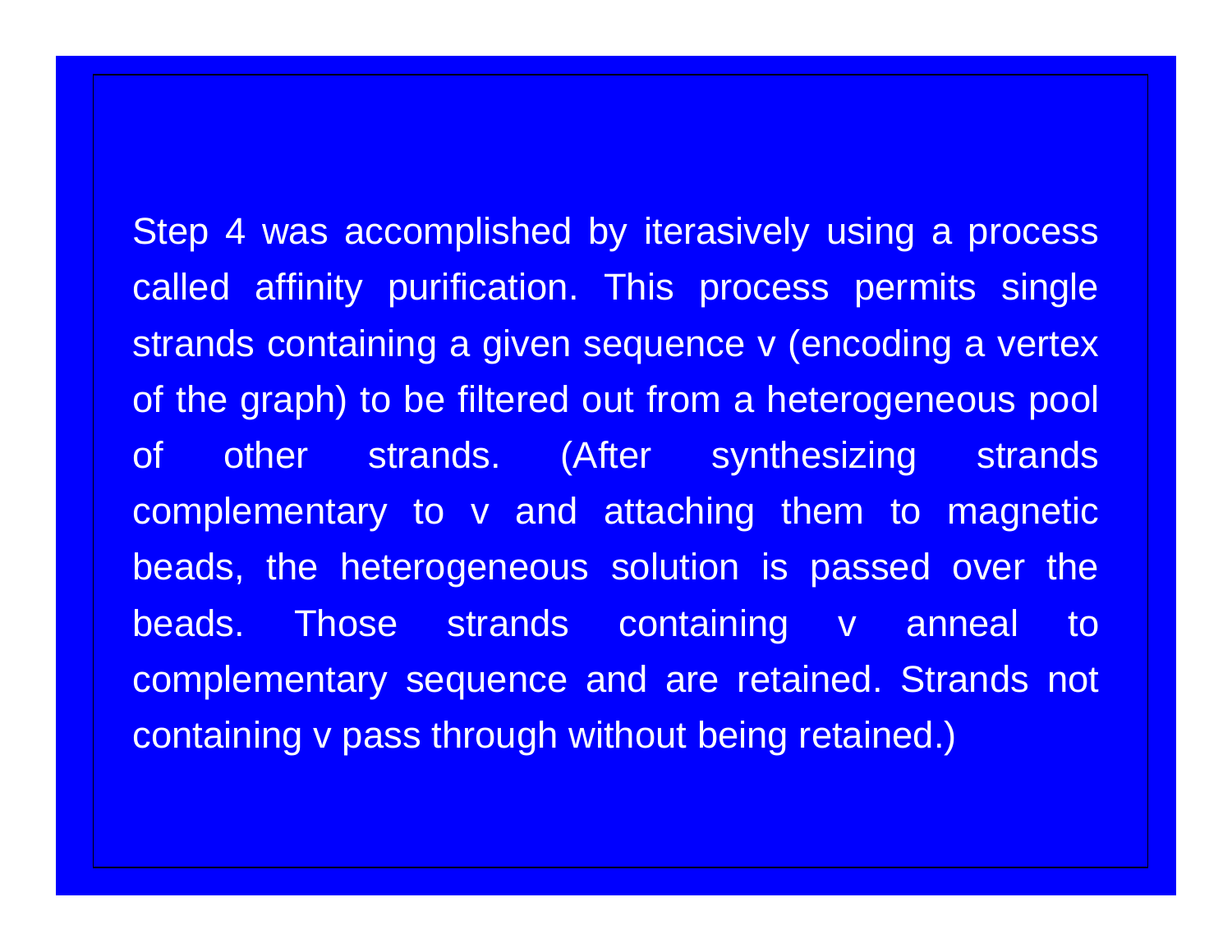Step 4 was accomplished by iterasively using a process called affinity purification. This process permits single strands containing a given sequence v (encoding a vertex of the graph) to be filtered out from a heterogeneous pool of other strands. (After synthesizing strands complementary to v and attaching them to magnetic beads, the heterogeneous solution is passed over the beads. Those strands containing v anneal to complementary sequence and are retained. Strands not containing v pass through without being retained.)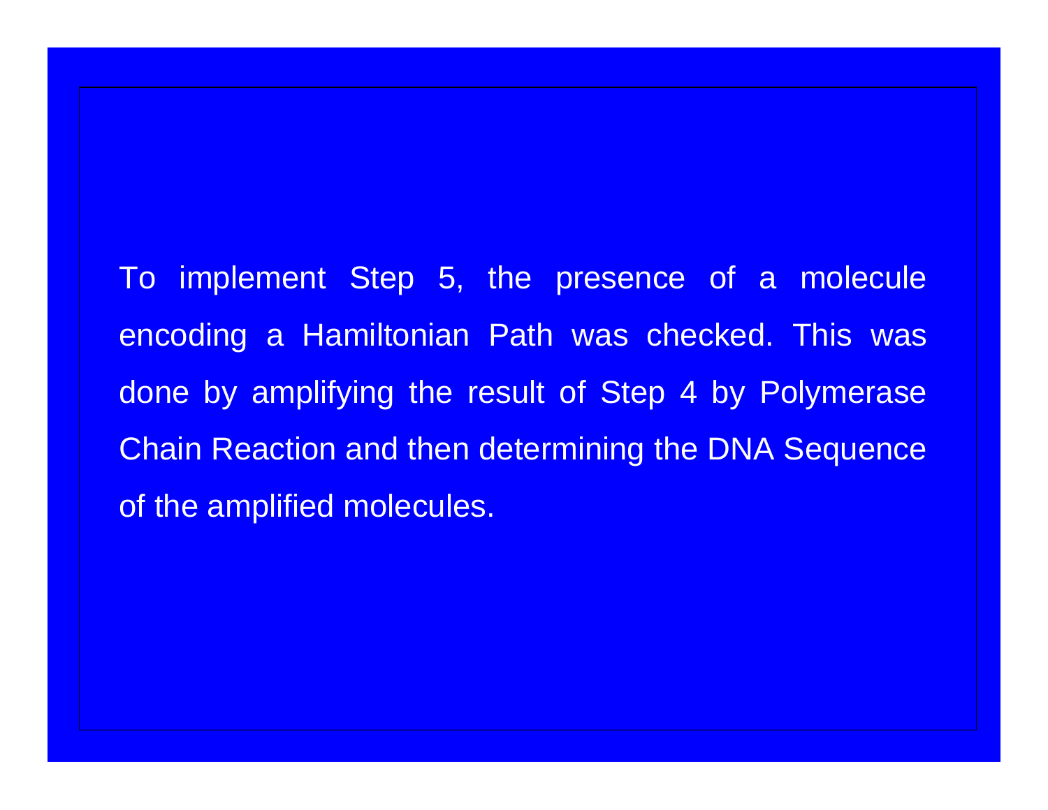To implement Step 5, the presence of a molecule encoding a Hamiltonian Path was checked. This was done by amplifying the result of Step 4 by Polymerase Chain Reaction and then determining the DNA Sequence of the amplified molecules.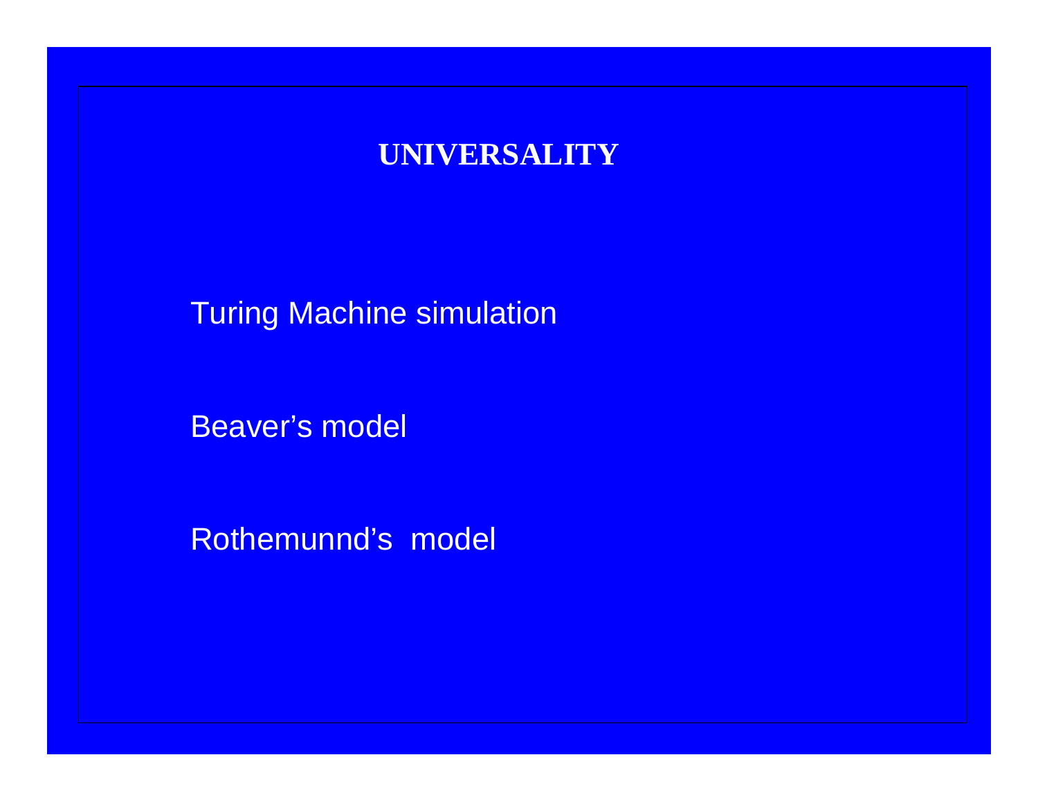# UNIVERSALITY

Turing Machine simulation

Beaver's model

Rothemunnd's  model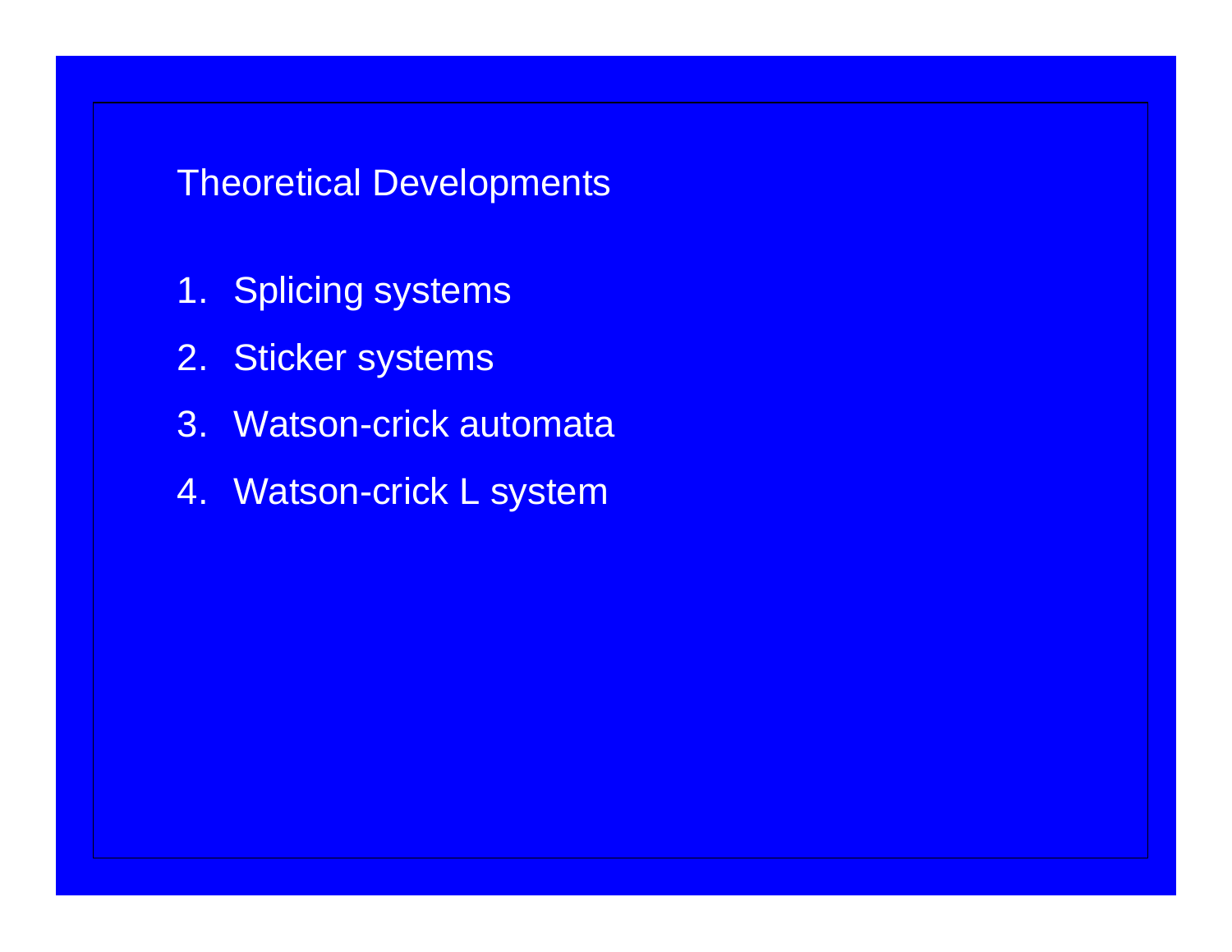## Theoretical Developments

1. Splicing systems
2. Sticker systems
3. Watson-crick automata
4. Watson-crick L system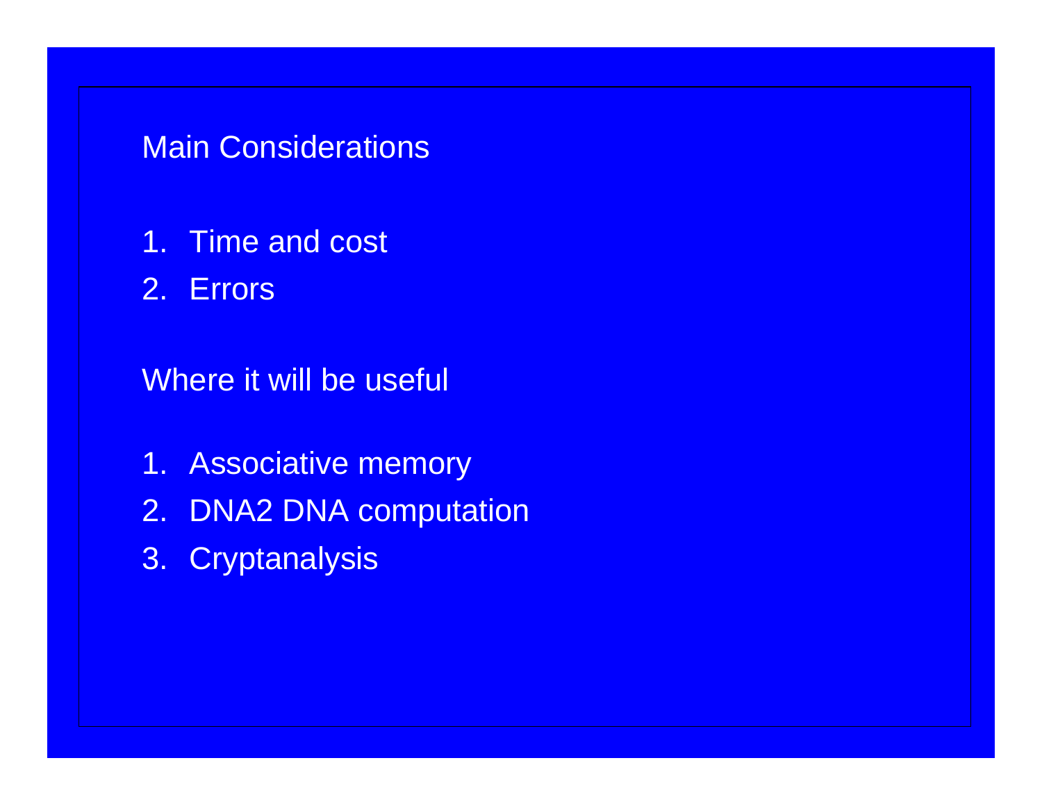## Main Considerations

1. Time and cost
2. Errors

## Where it will be useful

1. Associative memory
2. DNA2 DNA computation
3. Cryptanalysis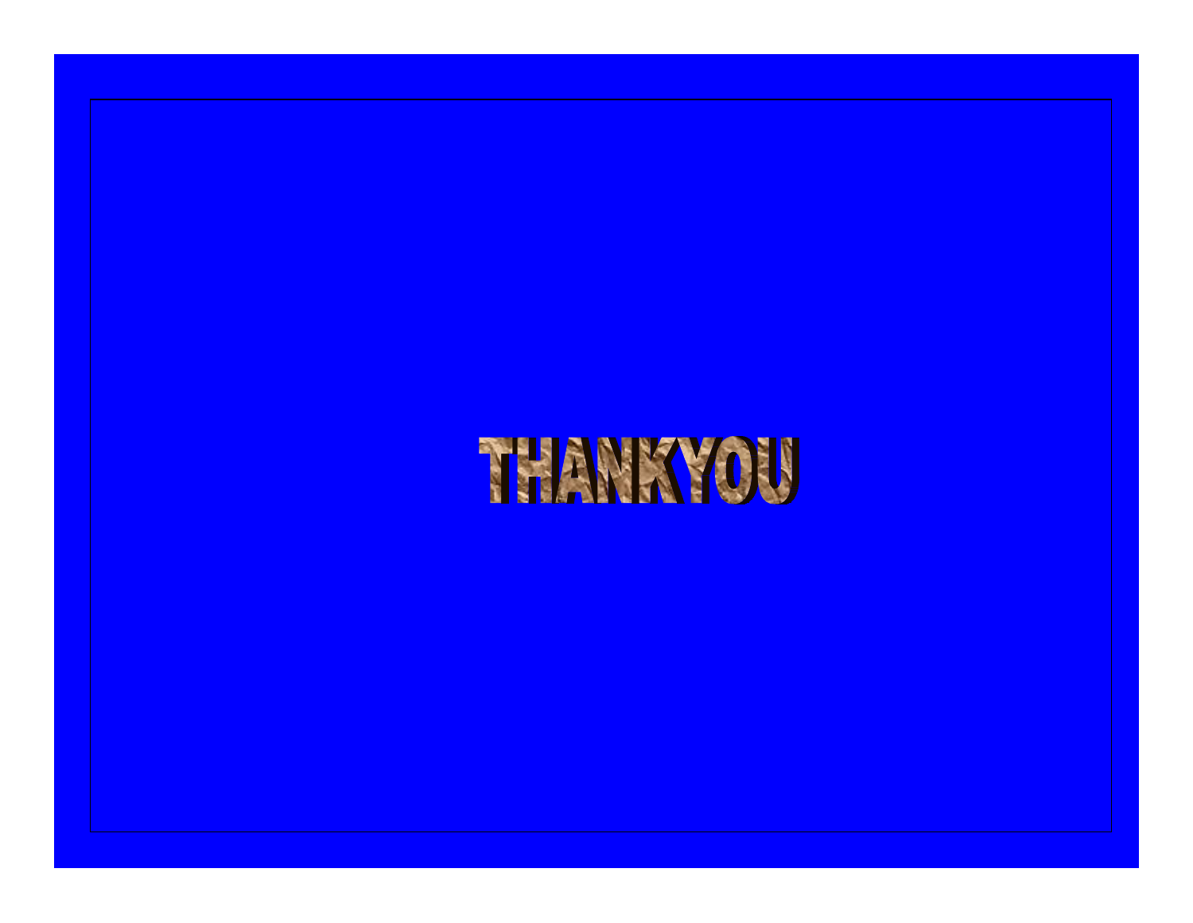# THANKYOU